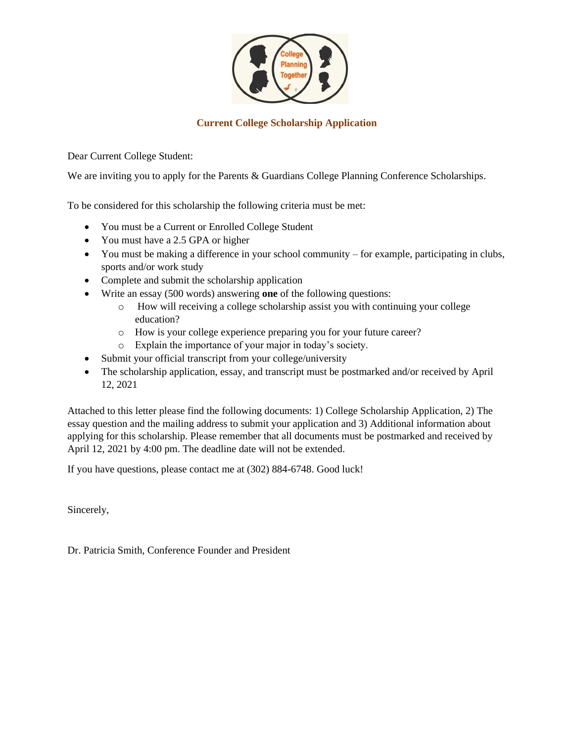## Current College Scholarship Application

Dear Current College Student:

We are inviting you to apply for the Parents & Guardians College Planning Conference Scholarships.

To be considered for this scholarship the following criteria must be met:

- You must be a Current or Enrolled College Student
- You must have a 2.5 GPA or higher
- You must be making a difference in your school community – for example, participating in clubs, sports and/or work study
- Complete and submit the scholarship application
- Write an essay (500 words) answering **one** of the following questions:
  - How will receiving a college scholarship assist you with continuing your college education?
  - How is your college experience preparing you for your future career?
  - Explain the importance of your major in today's society.
- Submit your official transcript from your college/university
- The scholarship application, essay, and transcript must be postmarked and/or received by April 12, 2021

Attached to this letter please find the following documents: 1) College Scholarship Application, 2) The essay question and the mailing address to submit your application and 3) Additional information about applying for this scholarship. Please remember that all documents must be postmarked and received by April 12, 2021 by 4:00 pm. The deadline date will not be extended.

If you have questions, please contact me at (302) 884-6748. Good luck!

Sincerely,

Dr. Patricia Smith, Conference Founder and President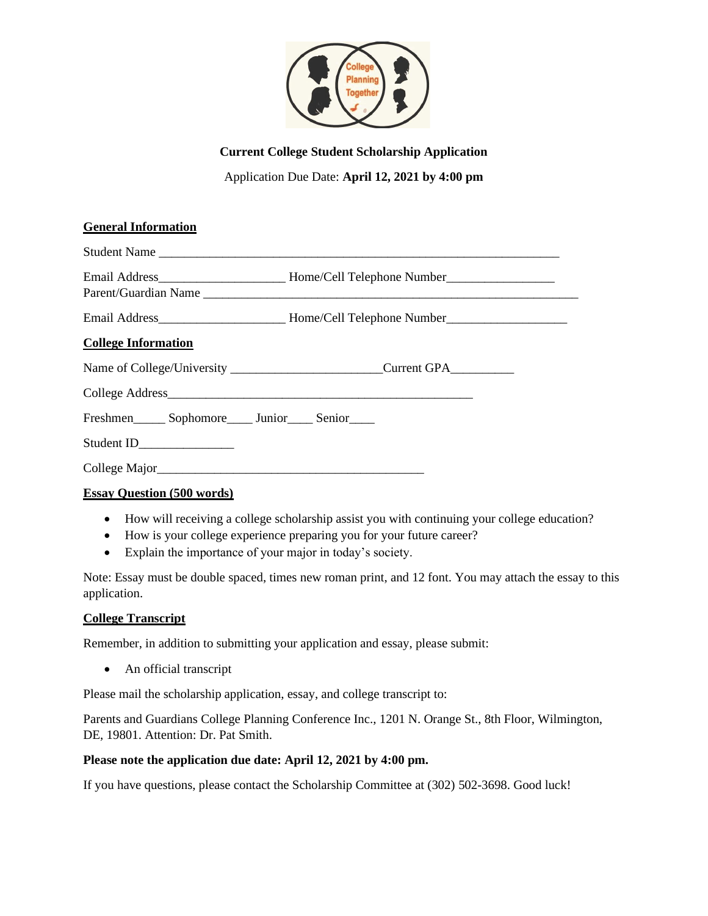**Current College Student Scholarship Application**

Application Due Date: **April 12, 2021 by 4:00 pm**

**General Information**

Student Name ________________________________________________________________

Email Address____________________ Home/Cell Telephone Number_________________
Parent/Guardian Name ______________________________________________________________

Email Address____________________ Home/Cell Telephone Number___________________

**College Information**

Name of College/University ________________________Current GPA__________

College Address__________________________________________________

Freshmen_____ Sophomore____ Junior____ Senior____

Student ID_______________

College Major____________________________________________

**Essay Question (500 words)**

- How will receiving a college scholarship assist you with continuing your college education?
- How is your college experience preparing you for your future career?
- Explain the importance of your major in today's society.

Note: Essay must be double spaced, times new roman print, and 12 font. You may attach the essay to this application.

**College Transcript**

Remember, in addition to submitting your application and essay, please submit:

- An official transcript

Please mail the scholarship application, essay, and college transcript to:

Parents and Guardians College Planning Conference Inc., 1201 N. Orange St., 8th Floor, Wilmington, DE, 19801. Attention: Dr. Pat Smith.

**Please note the application due date: April 12, 2021 by 4:00 pm.**

If you have questions, please contact the Scholarship Committee at (302) 502-3698. Good luck!